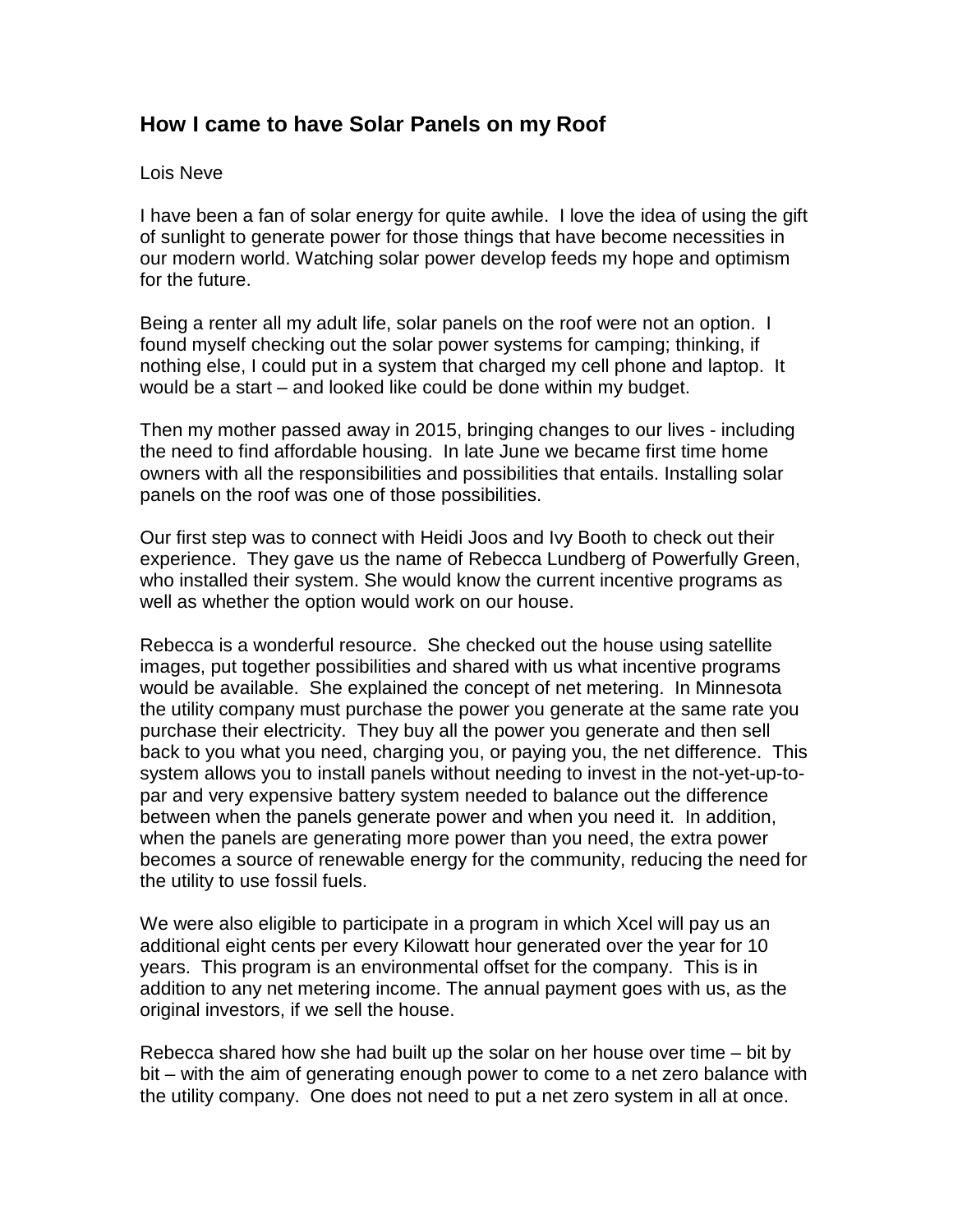## How I came to have Solar Panels on my Roof

Lois Neve

I have been a fan of solar energy for quite awhile. I love the idea of using the gift of sunlight to generate power for those things that have become necessities in our modern world. Watching solar power develop feeds my hope and optimism for the future.

Being a renter all my adult life, solar panels on the roof were not an option. I found myself checking out the solar power systems for camping; thinking, if nothing else, I could put in a system that charged my cell phone and laptop. It would be a start – and looked like could be done within my budget.

Then my mother passed away in 2015, bringing changes to our lives - including the need to find affordable housing. In late June we became first time home owners with all the responsibilities and possibilities that entails. Installing solar panels on the roof was one of those possibilities.

Our first step was to connect with Heidi Joos and Ivy Booth to check out their experience. They gave us the name of Rebecca Lundberg of Powerfully Green, who installed their system. She would know the current incentive programs as well as whether the option would work on our house.

Rebecca is a wonderful resource. She checked out the house using satellite images, put together possibilities and shared with us what incentive programs would be available. She explained the concept of net metering. In Minnesota the utility company must purchase the power you generate at the same rate you purchase their electricity. They buy all the power you generate and then sell back to you what you need, charging you, or paying you, the net difference. This system allows you to install panels without needing to invest in the not-yet-up-to-par and very expensive battery system needed to balance out the difference between when the panels generate power and when you need it. In addition, when the panels are generating more power than you need, the extra power becomes a source of renewable energy for the community, reducing the need for the utility to use fossil fuels.

We were also eligible to participate in a program in which Xcel will pay us an additional eight cents per every Kilowatt hour generated over the year for 10 years. This program is an environmental offset for the company. This is in addition to any net metering income. The annual payment goes with us, as the original investors, if we sell the house.

Rebecca shared how she had built up the solar on her house over time – bit by bit – with the aim of generating enough power to come to a net zero balance with the utility company. One does not need to put a net zero system in all at once.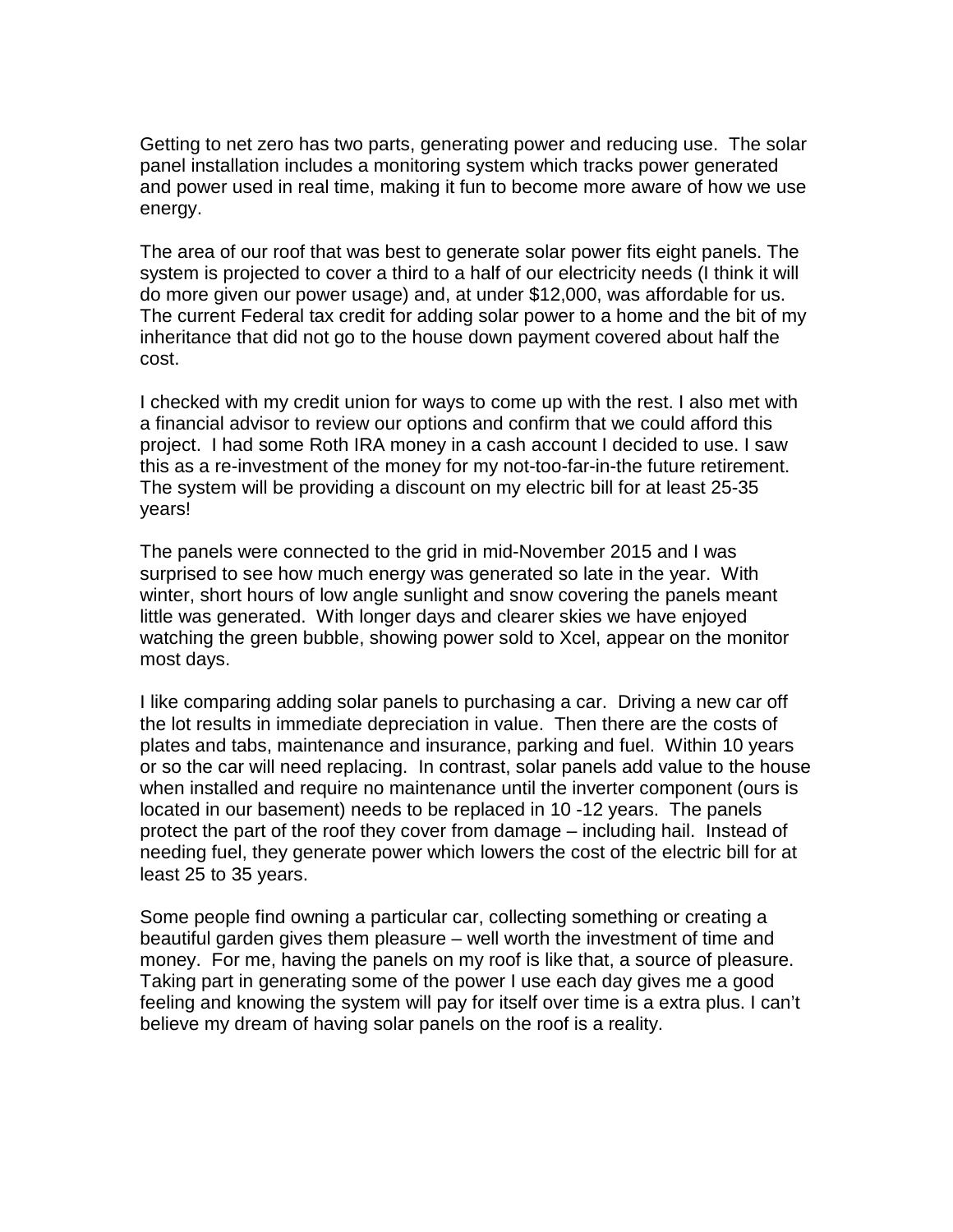Getting to net zero has two parts, generating power and reducing use. The solar panel installation includes a monitoring system which tracks power generated and power used in real time, making it fun to become more aware of how we use energy.

The area of our roof that was best to generate solar power fits eight panels. The system is projected to cover a third to a half of our electricity needs (I think it will do more given our power usage) and, at under $12,000, was affordable for us. The current Federal tax credit for adding solar power to a home and the bit of my inheritance that did not go to the house down payment covered about half the cost.

I checked with my credit union for ways to come up with the rest. I also met with a financial advisor to review our options and confirm that we could afford this project. I had some Roth IRA money in a cash account I decided to use. I saw this as a re-investment of the money for my not-too-far-in-the future retirement. The system will be providing a discount on my electric bill for at least 25-35 years!

The panels were connected to the grid in mid-November 2015 and I was surprised to see how much energy was generated so late in the year. With winter, short hours of low angle sunlight and snow covering the panels meant little was generated. With longer days and clearer skies we have enjoyed watching the green bubble, showing power sold to Xcel, appear on the monitor most days.

I like comparing adding solar panels to purchasing a car. Driving a new car off the lot results in immediate depreciation in value. Then there are the costs of plates and tabs, maintenance and insurance, parking and fuel. Within 10 years or so the car will need replacing. In contrast, solar panels add value to the house when installed and require no maintenance until the inverter component (ours is located in our basement) needs to be replaced in 10 -12 years. The panels protect the part of the roof they cover from damage – including hail. Instead of needing fuel, they generate power which lowers the cost of the electric bill for at least 25 to 35 years.

Some people find owning a particular car, collecting something or creating a beautiful garden gives them pleasure – well worth the investment of time and money. For me, having the panels on my roof is like that, a source of pleasure. Taking part in generating some of the power I use each day gives me a good feeling and knowing the system will pay for itself over time is a extra plus. I can't believe my dream of having solar panels on the roof is a reality.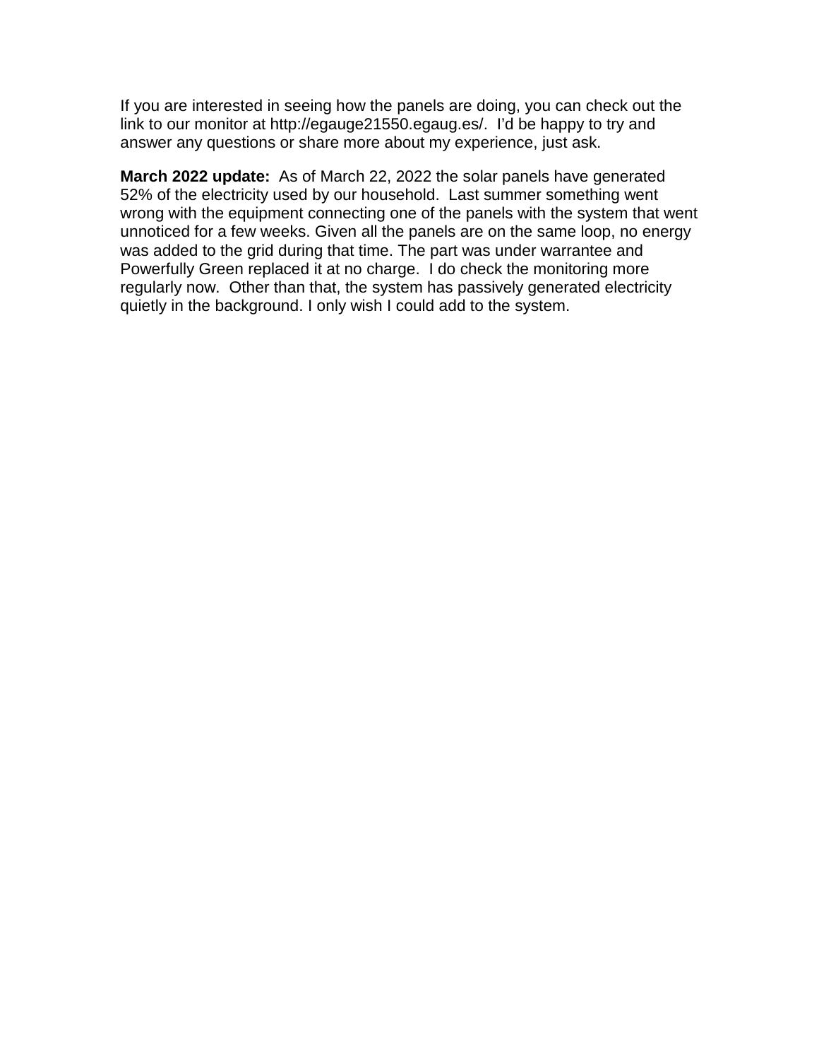If you are interested in seeing how the panels are doing, you can check out the link to our monitor at http://egauge21550.egaug.es/. I'd be happy to try and answer any questions or share more about my experience, just ask.

**March 2022 update:** As of March 22, 2022 the solar panels have generated 52% of the electricity used by our household. Last summer something went wrong with the equipment connecting one of the panels with the system that went unnoticed for a few weeks. Given all the panels are on the same loop, no energy was added to the grid during that time. The part was under warrantee and Powerfully Green replaced it at no charge. I do check the monitoring more regularly now. Other than that, the system has passively generated electricity quietly in the background. I only wish I could add to the system.